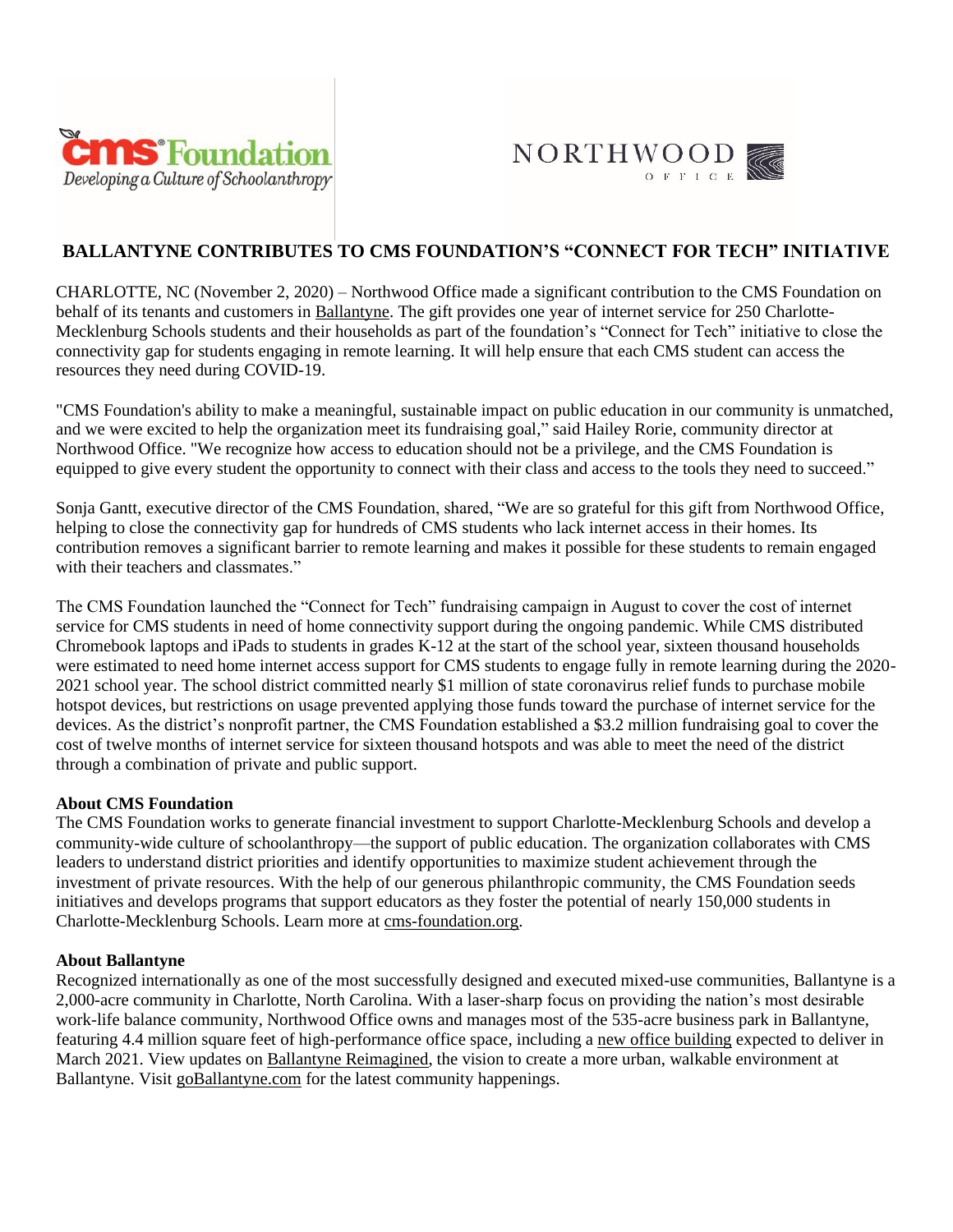**cms Foundation**
*Developing a Culture of Schoolanthropy*

NORTHWOOD OFFICE

# BALLANTYNE CONTRIBUTES TO CMS FOUNDATION'S "CONNECT FOR TECH" INITIATIVE

CHARLOTTE, NC (November 2, 2020) – Northwood Office made a significant contribution to the CMS Foundation on behalf of its tenants and customers in Ballantyne. The gift provides one year of internet service for 250 Charlotte-Mecklenburg Schools students and their households as part of the foundation's "Connect for Tech" initiative to close the connectivity gap for students engaging in remote learning. It will help ensure that each CMS student can access the resources they need during COVID-19.

"CMS Foundation's ability to make a meaningful, sustainable impact on public education in our community is unmatched, and we were excited to help the organization meet its fundraising goal," said Hailey Rorie, community director at Northwood Office. "We recognize how access to education should not be a privilege, and the CMS Foundation is equipped to give every student the opportunity to connect with their class and access to the tools they need to succeed."

Sonja Gantt, executive director of the CMS Foundation, shared, "We are so grateful for this gift from Northwood Office, helping to close the connectivity gap for hundreds of CMS students who lack internet access in their homes. Its contribution removes a significant barrier to remote learning and makes it possible for these students to remain engaged with their teachers and classmates."

The CMS Foundation launched the "Connect for Tech" fundraising campaign in August to cover the cost of internet service for CMS students in need of home connectivity support during the ongoing pandemic. While CMS distributed Chromebook laptops and iPads to students in grades K-12 at the start of the school year, sixteen thousand households were estimated to need home internet access support for CMS students to engage fully in remote learning during the 2020-2021 school year. The school district committed nearly $1 million of state coronavirus relief funds to purchase mobile hotspot devices, but restrictions on usage prevented applying those funds toward the purchase of internet service for the devices. As the district's nonprofit partner, the CMS Foundation established a $3.2 million fundraising goal to cover the cost of twelve months of internet service for sixteen thousand hotspots and was able to meet the need of the district through a combination of private and public support.

**About CMS Foundation**

The CMS Foundation works to generate financial investment to support Charlotte-Mecklenburg Schools and develop a community-wide culture of schoolanthropy—the support of public education. The organization collaborates with CMS leaders to understand district priorities and identify opportunities to maximize student achievement through the investment of private resources. With the help of our generous philanthropic community, the CMS Foundation seeds initiatives and develops programs that support educators as they foster the potential of nearly 150,000 students in Charlotte-Mecklenburg Schools. Learn more at cms-foundation.org.

**About Ballantyne**

Recognized internationally as one of the most successfully designed and executed mixed-use communities, Ballantyne is a 2,000-acre community in Charlotte, North Carolina. With a laser-sharp focus on providing the nation's most desirable work-life balance community, Northwood Office owns and manages most of the 535-acre business park in Ballantyne, featuring 4.4 million square feet of high-performance office space, including a new office building expected to deliver in March 2021. View updates on Ballantyne Reimagined, the vision to create a more urban, walkable environment at Ballantyne. Visit goBallantyne.com for the latest community happenings.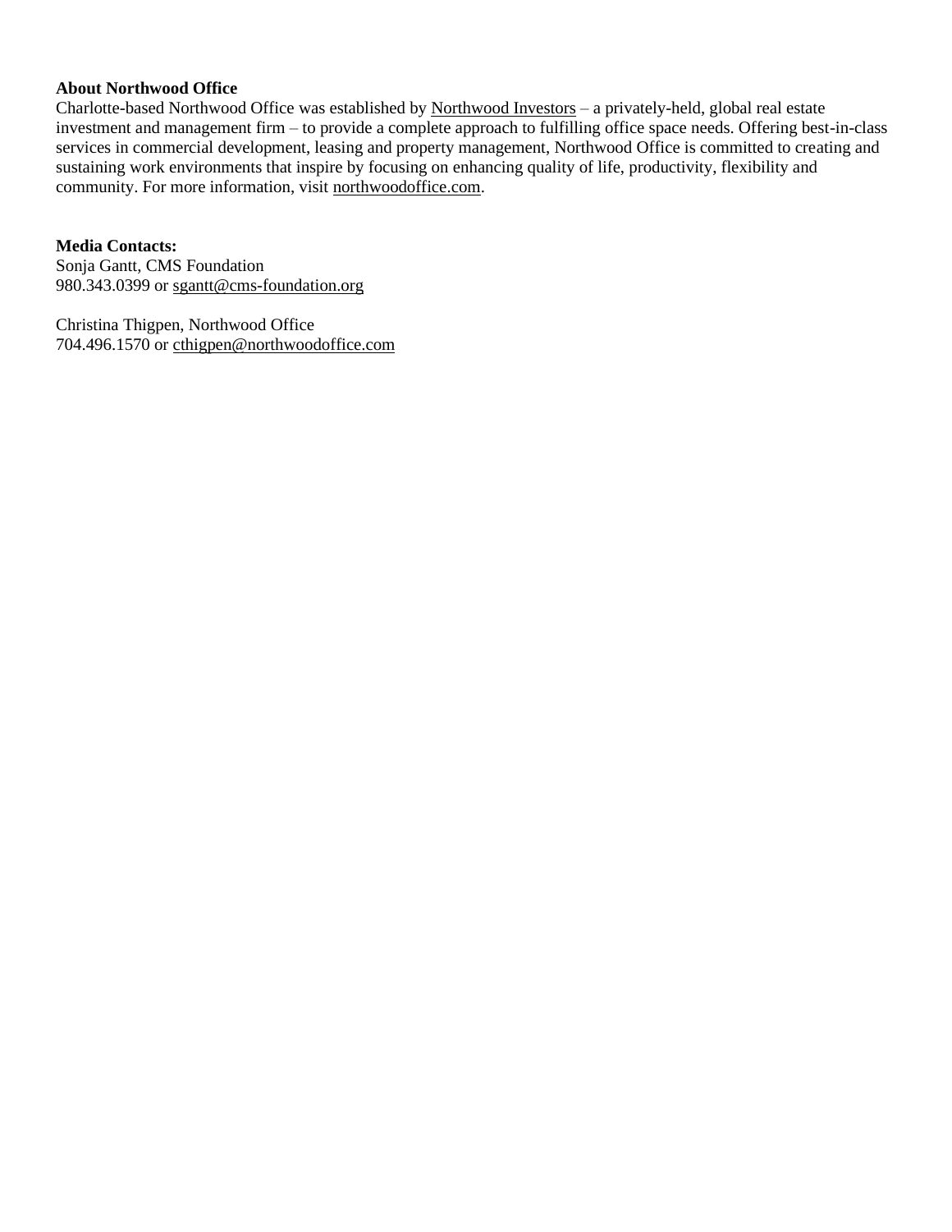**About Northwood Office**

Charlotte-based Northwood Office was established by Northwood Investors – a privately-held, global real estate investment and management firm – to provide a complete approach to fulfilling office space needs. Offering best-in-class services in commercial development, leasing and property management, Northwood Office is committed to creating and sustaining work environments that inspire by focusing on enhancing quality of life, productivity, flexibility and community. For more information, visit northwoodoffice.com.

**Media Contacts:**

Sonja Gantt, CMS Foundation
980.343.0399 or sgantt@cms-foundation.org

Christina Thigpen, Northwood Office
704.496.1570 or cthigpen@northwoodoffice.com